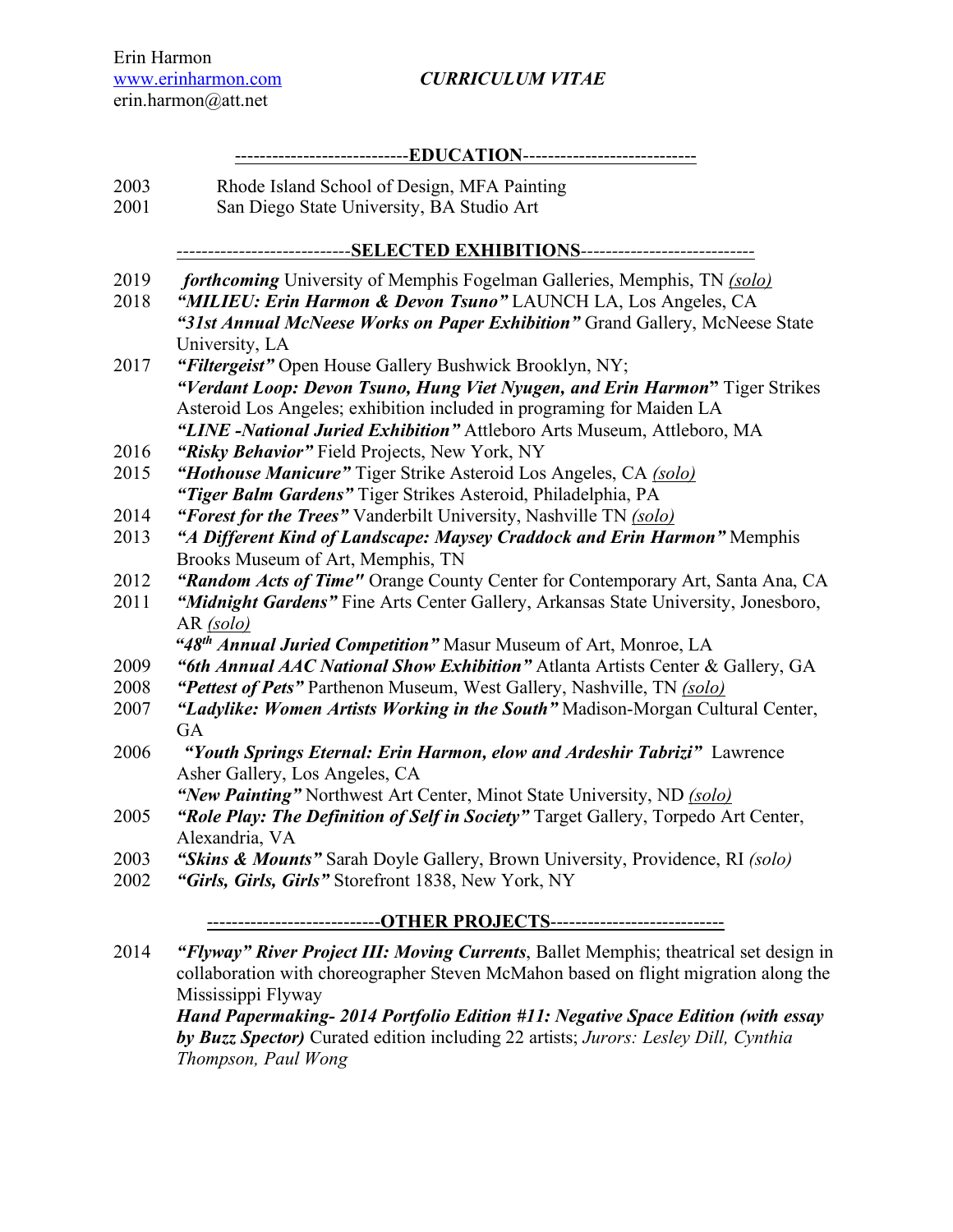Erin Harmon
www.erinharmon.com
erin.harmon@att.net

*CURRICULUM VITAE*

## ---------------------------EDUCATION---------------------------

2003 Rhode Island School of Design, MFA Painting
2001 San Diego State University, BA Studio Art

## ---------------------------SELECTED EXHIBITIONS---------------------------

2019 ***forthcoming*** University of Memphis Fogelman Galleries, Memphis, TN *(solo)*

2018 ***"MILIEU: Erin Harmon & Devon Tsuno"*** LAUNCH LA, Los Angeles, CA
***"31st Annual McNeese Works on Paper Exhibition"*** Grand Gallery, McNeese State University, LA

2017 ***"Filtergeist"*** Open House Gallery Bushwick Brooklyn, NY;
***"Verdant Loop: Devon Tsuno, Hung Viet Nyugen, and Erin Harmon"*** Tiger Strikes Asteroid Los Angeles; exhibition included in programing for Maiden LA
***"LINE -National Juried Exhibition"*** Attleboro Arts Museum, Attleboro, MA

2016 ***"Risky Behavior"*** Field Projects, New York, NY

2015 ***"Hothouse Manicure"*** Tiger Strike Asteroid Los Angeles, CA *(solo)*
***"Tiger Balm Gardens"*** Tiger Strikes Asteroid, Philadelphia, PA

2014 ***"Forest for the Trees"*** Vanderbilt University, Nashville TN *(solo)*

2013 ***"A Different Kind of Landscape: Maysey Craddock and Erin Harmon"*** Memphis Brooks Museum of Art, Memphis, TN

2012 ***"Random Acts of Time"*** Orange County Center for Contemporary Art, Santa Ana, CA

2011 ***"Midnight Gardens"*** Fine Arts Center Gallery, Arkansas State University, Jonesboro, AR *(solo)*
***"48th Annual Juried Competition"*** Masur Museum of Art, Monroe, LA

2009 ***"6th Annual AAC National Show Exhibition"*** Atlanta Artists Center & Gallery, GA

2008 ***"Pettest of Pets"*** Parthenon Museum, West Gallery, Nashville, TN *(solo)*

2007 ***"Ladylike: Women Artists Working in the South"*** Madison-Morgan Cultural Center, GA

2006 ***"Youth Springs Eternal: Erin Harmon, elow and Ardeshir Tabrizi"*** Lawrence Asher Gallery, Los Angeles, CA
***"New Painting"*** Northwest Art Center, Minot State University, ND *(solo)*

2005 ***"Role Play: The Definition of Self in Society"*** Target Gallery, Torpedo Art Center, Alexandria, VA

2003 ***"Skins & Mounts"*** Sarah Doyle Gallery, Brown University, Providence, RI *(solo)*

2002 ***"Girls, Girls, Girls"*** Storefront 1838, New York, NY

## ---------------------------OTHER PROJECTS---------------------------

2014 ***"Flyway" River Project III: Moving Currents***, Ballet Memphis; theatrical set design in collaboration with choreographer Steven McMahon based on flight migration along the Mississippi Flyway
***Hand Papermaking- 2014 Portfolio Edition #11: Negative Space Edition (with essay by Buzz Spector)*** Curated edition including 22 artists; *Jurors: Lesley Dill, Cynthia Thompson, Paul Wong*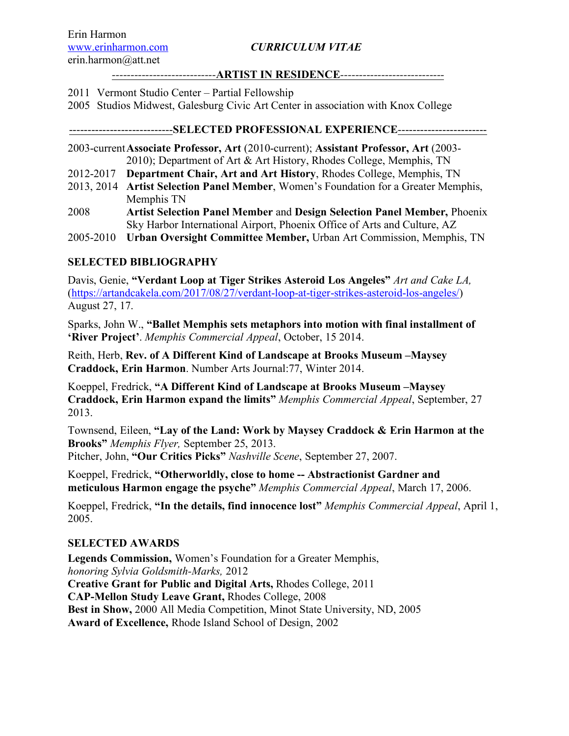Erin Harmon
www.erinharmon.com
erin.harmon@att.net

*CURRICULUM VITAE*

## ARTIST IN RESIDENCE

2011 Vermont Studio Center – Partial Fellowship
2005 Studios Midwest, Galesburg Civic Art Center in association with Knox College

## SELECTED PROFESSIONAL EXPERIENCE

2003-current **Associate Professor, Art** (2010-current); **Assistant Professor, Art** (2003-2010); Department of Art & Art History, Rhodes College, Memphis, TN
2012-2017 **Department Chair, Art and Art History**, Rhodes College, Memphis, TN
2013, 2014 **Artist Selection Panel Member**, Women's Foundation for a Greater Memphis, Memphis TN
2008 **Artist Selection Panel Member** and **Design Selection Panel Member,** Phoenix Sky Harbor International Airport, Phoenix Office of Arts and Culture, AZ
2005-2010 **Urban Oversight Committee Member,** Urban Art Commission, Memphis, TN

## SELECTED BIBLIOGRAPHY

Davis, Genie, **"Verdant Loop at Tiger Strikes Asteroid Los Angeles"** *Art and Cake LA,* (https://artandcakela.com/2017/08/27/verdant-loop-at-tiger-strikes-asteroid-los-angeles/) August 27, 17.

Sparks, John W., **"Ballet Memphis sets metaphors into motion with final installment of 'River Project'**. *Memphis Commercial Appeal*, October, 15 2014.

Reith, Herb, **Rev. of A Different Kind of Landscape at Brooks Museum –Maysey Craddock, Erin Harmon**. Number Arts Journal:77, Winter 2014.

Koeppel, Fredrick, **"A Different Kind of Landscape at Brooks Museum –Maysey Craddock, Erin Harmon expand the limits"** *Memphis Commercial Appeal*, September, 27 2013.

Townsend, Eileen, **"Lay of the Land: Work by Maysey Craddock & Erin Harmon at the Brooks"** *Memphis Flyer,* September 25, 2013.
Pitcher, John, **"Our Critics Picks"** *Nashville Scene*, September 27, 2007.

Koeppel, Fredrick, **"Otherworldly, close to home -- Abstractionist Gardner and meticulous Harmon engage the psyche"** *Memphis Commercial Appeal*, March 17, 2006.

Koeppel, Fredrick, **"In the details, find innocence lost"** *Memphis Commercial Appeal*, April 1, 2005.

## SELECTED AWARDS

**Legends Commission,** Women's Foundation for a Greater Memphis,
*honoring Sylvia Goldsmith-Marks,* 2012
**Creative Grant for Public and Digital Arts,** Rhodes College, 2011
**CAP-Mellon Study Leave Grant,** Rhodes College, 2008
**Best in Show,** 2000 All Media Competition, Minot State University, ND, 2005
**Award of Excellence,** Rhode Island School of Design, 2002